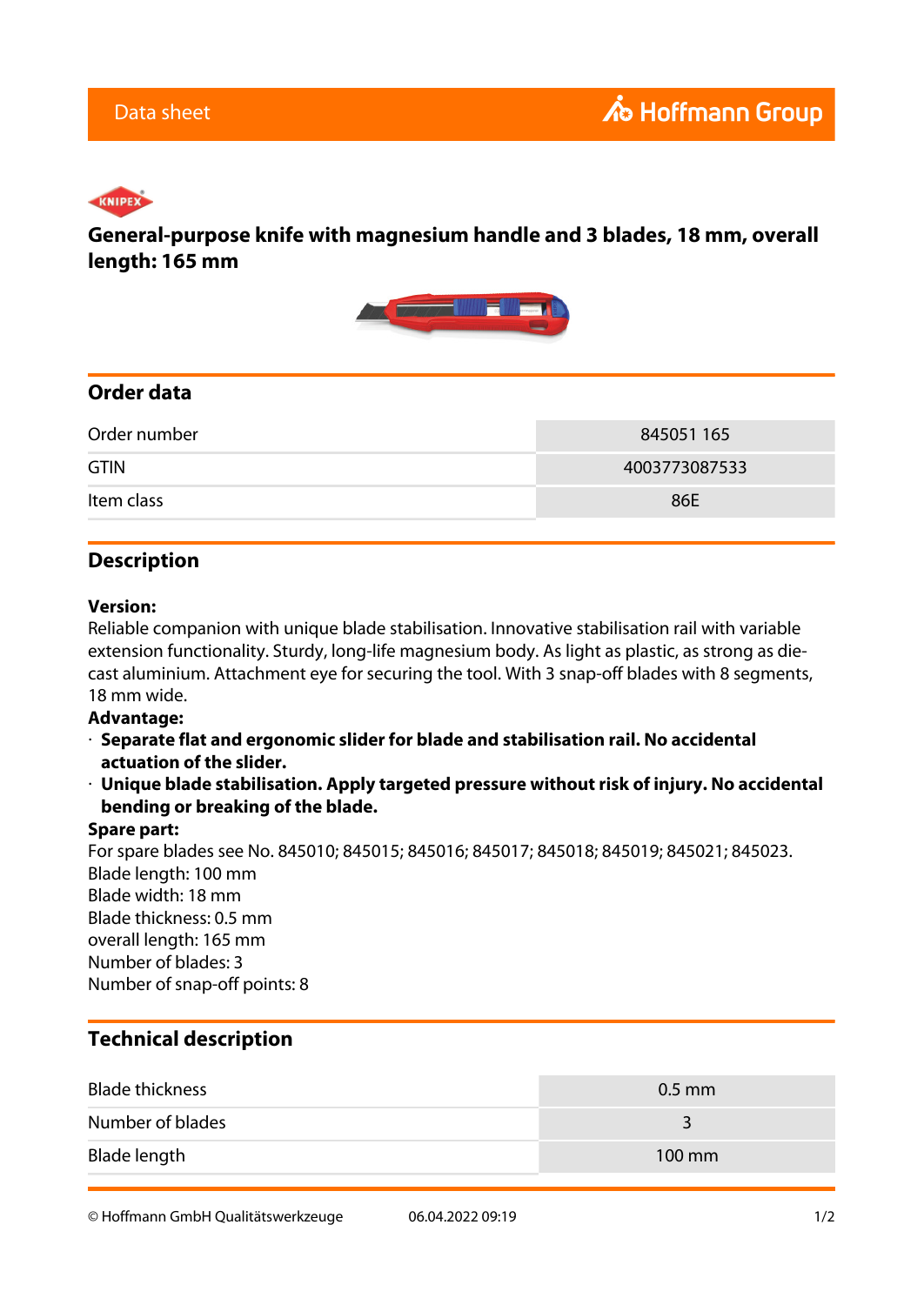Data sheet

# General-purpose knife with magnesium handle and 3 blades, 18 mm, overall length: 165 mm

## Order data

| | |
|---|---|
| Order number | 845051 165 |
| GTIN | 4003773087533 |
| Item class | 86E |

## Description

**Version:**
Reliable companion with unique blade stabilisation. Innovative stabilisation rail with variable extension functionality. Sturdy, long-life magnesium body. As light as plastic, as strong as die-cast aluminium. Attachment eye for securing the tool. With 3 snap-off blades with 8 segments, 18 mm wide.

**Advantage:**

- **Separate flat and ergonomic slider for blade and stabilisation rail. No accidental actuation of the slider.**
- **Unique blade stabilisation. Apply targeted pressure without risk of injury. No accidental bending or breaking of the blade.**

**Spare part:**
For spare blades see No. 845010; 845015; 845016; 845017; 845018; 845019; 845021; 845023.
Blade length: 100 mm
Blade width: 18 mm
Blade thickness: 0.5 mm
overall length: 165 mm
Number of blades: 3
Number of snap-off points: 8

## Technical description

| | |
|---|---|
| Blade thickness | 0.5 mm |
| Number of blades | 3 |
| Blade length | 100 mm |

© Hoffmann GmbH Qualitätswerkzeuge 06.04.2022 09:19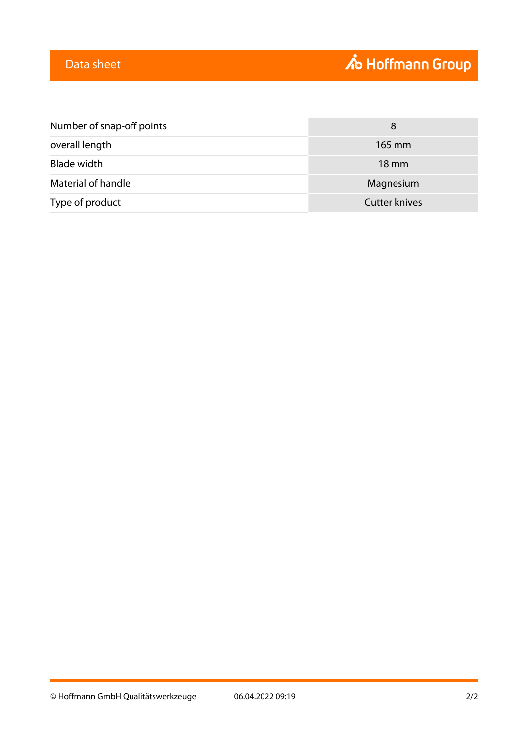| | |
|---|---|
| Number of snap-off points | 8 |
| overall length | 165 mm |
| Blade width | 18 mm |
| Material of handle | Magnesium |
| Type of product | Cutter knives |